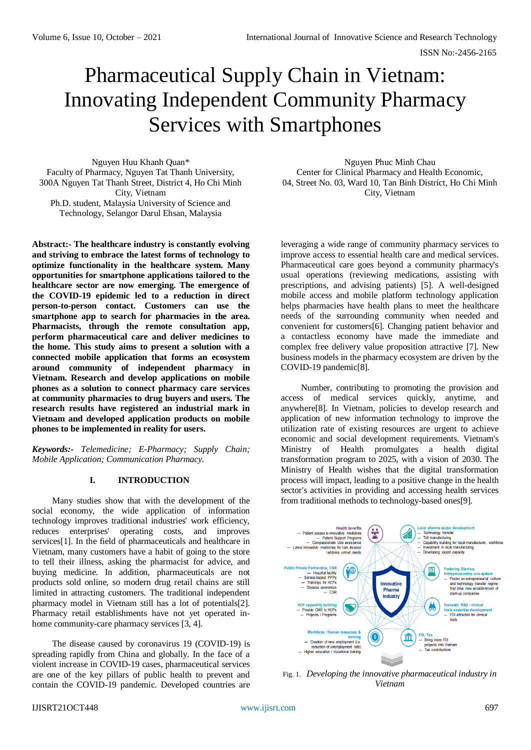# Pharmaceutical Supply Chain in Vietnam: Innovating Independent Community Pharmacy Services with Smartphones

Nguyen Huu Khanh Quan*
Faculty of Pharmacy, Nguyen Tat Thanh University, 300A Nguyen Tat Thanh Street, District 4, Ho Chi Minh City, Vietnam
Ph.D. student, Malaysia University of Science and Technology, Selangor Darul Ehsan, Malaysia

Nguyen Phuc Minh Chau
Center for Clinical Pharmacy and Health Economic, 04, Street No. 03, Ward 10, Tan Binh District, Ho Chi Minh City, Vietnam

**Abstract:- The healthcare industry is constantly evolving and striving to embrace the latest forms of technology to optimize functionality in the healthcare system. Many opportunities for smartphone applications tailored to the healthcare sector are now emerging. The emergence of the COVID-19 epidemic led to a reduction in direct person-to-person contact. Customers can use the smartphone app to search for pharmacies in the area. Pharmacists, through the consultation app, perform pharmaceutical care and deliver medicines to the home. This study aims to present a solution with a connected mobile application that forms an ecosystem around community of independent pharmacy in Vietnam. Research and develop applications on mobile phones as a solution to connect pharmacy care services at community pharmacies to drug buyers and users. The research results have registered an industrial mark in Vietnam and developed application products on mobile phones to be implemented in reality for users.**

***Keywords:-*** *Telemedicine; E-Pharmacy; Supply Chain; Mobile Application; Communication Pharmacy.*

## I. INTRODUCTION

Many studies show that with the development of the social economy, the wide application of information technology improves traditional industries' work efficiency, reduces enterprises' operating costs, and improves services[1]. In the field of pharmaceuticals and healthcare in Vietnam, many customers have a habit of going to the store to tell their illness, asking the pharmacist for advice, and buying medicine. In addition, pharmaceuticals are not products sold online, so modern drug retail chains are still limited in attracting customers. The traditional independent pharmacy model in Vietnam still has a lot of potentials[2]. Pharmacy retail establishments have not yet operated in-home community-care pharmacy services [3, 4].

The disease caused by coronavirus 19 (COVID-19) is spreading rapidly from China and globally. In the face of a violent increase in COVID-19 cases, pharmaceutical services are one of the key pillars of public health to prevent and contain the COVID-19 pandemic. Developed countries are leveraging a wide range of community pharmacy services to improve access to essential health care and medical services. Pharmaceutical care goes beyond a community pharmacy's usual operations (reviewing medications, assisting with prescriptions, and advising patients) [5]. A well-designed mobile access and mobile platform technology application helps pharmacies have health plans to meet the healthcare needs of the surrounding community when needed and convenient for customers[6]. Changing patient behavior and a contactless economy have made the immediate and complex free delivery value proposition attractive [7]. New business models in the pharmacy ecosystem are driven by the COVID-19 pandemic[8].

Number, contributing to promoting the provision and access of medical services quickly, anytime, and anywhere[8]. In Vietnam, policies to develop research and application of new information technology to improve the utilization rate of existing resources are urgent to achieve economic and social development requirements. Vietnam's Ministry of Health promulgates a health digital transformation program to 2025, with a vision of 2030. The Ministry of Health wishes that the digital transformation process will impact, leading to a positive change in the health sector's activities in providing and accessing health services from traditional methods to technology-based ones[9].

Fig. 1. *Developing the innovative pharmaceutical industry in Vietnam*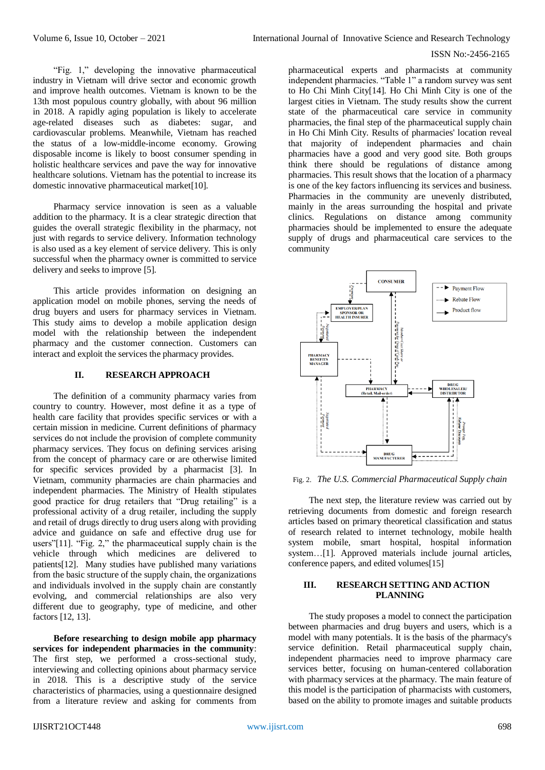"Fig. 1," developing the innovative pharmaceutical industry in Vietnam will drive sector and economic growth and improve health outcomes. Vietnam is known to be the 13th most populous country globally, with about 96 million in 2018. A rapidly aging population is likely to accelerate age-related diseases such as diabetes: sugar, and cardiovascular problems. Meanwhile, Vietnam has reached the status of a low-middle-income economy. Growing disposable income is likely to boost consumer spending in holistic healthcare services and pave the way for innovative healthcare solutions. Vietnam has the potential to increase its domestic innovative pharmaceutical market[10].

Pharmacy service innovation is seen as a valuable addition to the pharmacy. It is a clear strategic direction that guides the overall strategic flexibility in the pharmacy, not just with regards to service delivery. Information technology is also used as a key element of service delivery. This is only successful when the pharmacy owner is committed to service delivery and seeks to improve [5].

This article provides information on designing an application model on mobile phones, serving the needs of drug buyers and users for pharmacy services in Vietnam. This study aims to develop a mobile application design model with the relationship between the independent pharmacy and the customer connection. Customers can interact and exploit the services the pharmacy provides.

## II. RESEARCH APPROACH

The definition of a community pharmacy varies from country to country. However, most define it as a type of health care facility that provides specific services or with a certain mission in medicine. Current definitions of pharmacy services do not include the provision of complete community pharmacy services. They focus on delivering services arising from the concept of pharmacy care or are otherwise limited for specific services provided by a pharmacist [3]. In Vietnam, community pharmacies are chain pharmacies and independent pharmacies. The Ministry of Health stipulates good practice for drug retailers that "Drug retailing" is a professional activity of a drug retailer, including the supply and retail of drugs directly to drug users along with providing advice and guidance on safe and effective drug use for users"[11]. "Fig. 2," the pharmaceutical supply chain is the vehicle through which medicines are delivered to patients[12]. Many studies have published many variations from the basic structure of the supply chain, the organizations and individuals involved in the supply chain are constantly evolving, and commercial relationships are also very different due to geography, type of medicine, and other factors [12, 13].

**Before researching to design mobile app pharmacy services for independent pharmacies in the community**: The first step, we performed a cross-sectional study, interviewing and collecting opinions about pharmacy service in 2018. This is a descriptive study of the service characteristics of pharmacies, using a questionnaire designed from a literature review and asking for comments from pharmaceutical experts and pharmacists at community independent pharmacies. "Table 1" a random survey was sent to Ho Chi Minh City[14]. Ho Chi Minh City is one of the largest cities in Vietnam. The study results show the current state of the pharmaceutical care service in community pharmacies, the final step of the pharmaceutical supply chain in Ho Chi Minh City. Results of pharmacies' location reveal that majority of independent pharmacies and chain pharmacies have a good and very good site. Both groups think there should be regulations of distance among pharmacies. This result shows that the location of a pharmacy is one of the key factors influencing its services and business. Pharmacies in the community are unevenly distributed, mainly in the areas surrounding the hospital and private clinics. Regulations on distance among community pharmacies should be implemented to ensure the adequate supply of drugs and pharmaceutical care services to the community

Fig. 2. *The U.S. Commercial Pharmaceutical Supply chain*

The next step, the literature review was carried out by retrieving documents from domestic and foreign research articles based on primary theoretical classification and status of research related to internet technology, mobile health system mobile, smart hospital, hospital information system…[1]. Approved materials include journal articles, conference papers, and edited volumes[15]

## III. RESEARCH SETTING AND ACTION PLANNING

The study proposes a model to connect the participation between pharmacies and drug buyers and users, which is a model with many potentials. It is the basis of the pharmacy's service definition. Retail pharmaceutical supply chain, independent pharmacies need to improve pharmacy care services better, focusing on human-centered collaboration with pharmacy services at the pharmacy. The main feature of this model is the participation of pharmacists with customers, based on the ability to promote images and suitable products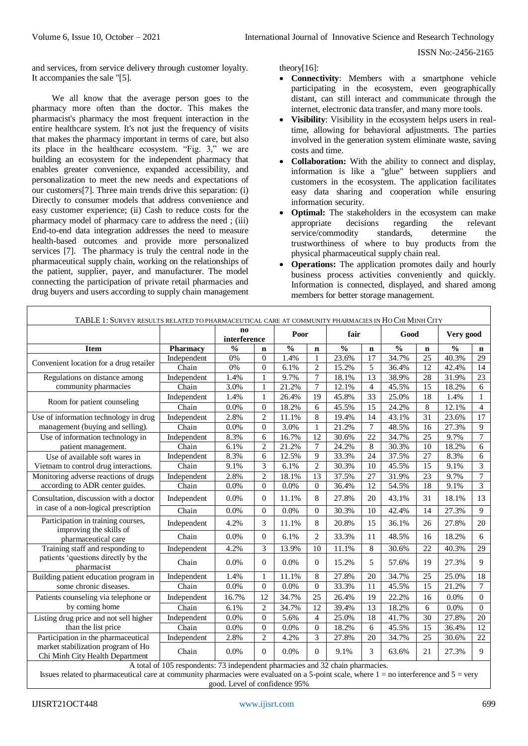and services, from service delivery through customer loyalty. It accompanies the sale "[5].

We all know that the average person goes to the pharmacy more often than the doctor. This makes the pharmacist's pharmacy the most frequent interaction in the entire healthcare system. It's not just the frequency of visits that makes the pharmacy important in terms of care, but also its place in the healthcare ecosystem. “Fig. 3,” we are building an ecosystem for the independent pharmacy that enables greater convenience, expanded accessibility, and personalization to meet the new needs and expectations of our customers[7]. Three main trends drive this separation: (i) Directly to consumer models that address convenience and easy customer experience; (ii) Cash to reduce costs for the pharmacy model of pharmacy care to address the need ; (iii) End-to-end data integration addresses the need to measure health-based outcomes and provide more personalized services [7]. The pharmacy is truly the central node in the pharmaceutical supply chain, working on the relationships of the patient, supplier, payer, and manufacturer. The model connecting the participation of private retail pharmacies and drug buyers and users according to supply chain management theory[16]:

- **Connectivity**: Members with a smartphone vehicle participating in the ecosystem, even geographically distant, can still interact and communicate through the internet, electronic data transfer, and many more tools.
- **Visibility**: Visibility in the ecosystem helps users in real-time, allowing for behavioral adjustments. The parties involved in the generation system eliminate waste, saving costs and time.
- **Collaboration:** With the ability to connect and display, information is like a "glue" between suppliers and customers in the ecosystem. The application facilitates easy data sharing and cooperation while ensuring information security.
- **Optimal:** The stakeholders in the ecosystem can make appropriate decisions regarding the relevant service/commodity standards, determine the trustworthiness of where to buy products from the physical pharmaceutical supply chain real.
- **Operations:** The application promotes daily and hourly business process activities conveniently and quickly. Information is connected, displayed, and shared among members for better storage management.

TABLE 1: SURVEY RESULTS RELATED TO PHARMACEUTICAL CARE AT COMMUNITY PHARMACIES IN HO CHI MINH CITY

| | | no interference | | Poor | | fair | | Good | | Very good | |
|---|---|---|---|---|---|---|---|---|---|---|---|
| **Item** | **Pharmacy** | **%** | **n** | **%** | **n** | **%** | **n** | **%** | **n** | **%** | **n** |
| Convenient location for a drug retailer | Independent | 0% | 0 | 1.4% | 1 | 23.6% | 17 | 34.7% | 25 | 40.3% | 29 |
| | Chain | 0% | 0 | 6.1% | 2 | 15.2% | 5 | 36.4% | 12 | 42.4% | 14 |
| Regulations on distance among community pharmacies | Independent | 1.4% | 1 | 9.7% | 7 | 18.1% | 13 | 38.9% | 28 | 31.9% | 23 |
| | Chain | 3.0% | 1 | 21.2% | 7 | 12.1% | 4 | 45.5% | 15 | 18.2% | 6 |
| Room for patient counseling | Independent | 1.4% | 1 | 26.4% | 19 | 45.8% | 33 | 25.0% | 18 | 1.4% | 1 |
| | Chain | 0.0% | 0 | 18.2% | 6 | 45.5% | 15 | 24.2% | 8 | 12.1% | 4 |
| Use of information technology in drug management (buying and selling). | Independent | 2.8% | 2 | 11.1% | 8 | 19.4% | 14 | 43.1% | 31 | 23.6% | 17 |
| | Chain | 0.0% | 0 | 3.0% | 1 | 21.2% | 7 | 48.5% | 16 | 27.3% | 9 |
| Use of information technology in patient management. | Independent | 8.3% | 6 | 16.7% | 12 | 30.6% | 22 | 34.7% | 25 | 9.7% | 7 |
| | Chain | 6.1% | 2 | 21.2% | 7 | 24.2% | 8 | 30.3% | 10 | 18.2% | 6 |
| Use of available soft wares in Vietnam to control drug interactions. | Independent | 8.3% | 6 | 12.5% | 9 | 33.3% | 24 | 37.5% | 27 | 8.3% | 6 |
| | Chain | 9.1% | 3 | 6.1% | 2 | 30.3% | 10 | 45.5% | 15 | 9.1% | 3 |
| Monitoring adverse reactions of drugs according to ADR center guides. | Independent | 2.8% | 2 | 18.1% | 13 | 37.5% | 27 | 31.9% | 23 | 9.7% | 7 |
| | Chain | 0.0% | 0 | 0.0% | 0 | 36.4% | 12 | 54.5% | 18 | 9.1% | 3 |
| Consultation, discussion with a doctor in case of a non-logical prescription | Independent | 0.0% | 0 | 11.1% | 8 | 27.8% | 20 | 43.1% | 31 | 18.1% | 13 |
| | Chain | 0.0% | 0 | 0.0% | 0 | 30.3% | 10 | 42.4% | 14 | 27.3% | 9 |
| Participation in training courses, improving the skills of pharmaceutical care | Independent | 4.2% | 3 | 11.1% | 8 | 20.8% | 15 | 36.1% | 26 | 27.8% | 20 |
| | Chain | 0.0% | 0 | 6.1% | 2 | 33.3% | 11 | 48.5% | 16 | 18.2% | 6 |
| Training staff and responding to patients 'questions directly by the pharmacist | Independent | 4.2% | 3 | 13.9% | 10 | 11.1% | 8 | 30.6% | 22 | 40.3% | 29 |
| | Chain | 0.0% | 0 | 0.0% | 0 | 15.2% | 5 | 57.6% | 19 | 27.3% | 9 |
| Building patient education program in some chronic diseases. | Independent | 1.4% | 1 | 11.1% | 8 | 27.8% | 20 | 34.7% | 25 | 25.0% | 18 |
| | Chain | 0.0% | 0 | 0.0% | 0 | 33.3% | 11 | 45.5% | 15 | 21.2% | 7 |
| Patients counseling via telephone or by coming home | Independent | 16.7% | 12 | 34.7% | 25 | 26.4% | 19 | 22.2% | 16 | 0.0% | 0 |
| | Chain | 6.1% | 2 | 34.7% | 12 | 39.4% | 13 | 18.2% | 6 | 0.0% | 0 |
| Listing drug price and not sell higher than the list price | Independent | 0.0% | 0 | 5.6% | 4 | 25.0% | 18 | 41.7% | 30 | 27.8% | 20 |
| | Chain | 0.0% | 0 | 0.0% | 0 | 18.2% | 6 | 45.5% | 15 | 36.4% | 12 |
| Participation in the pharmaceutical market stabilization program of Ho Chi Minh City Health Department | Independent | 2.8% | 2 | 4.2% | 3 | 27.8% | 20 | 34.7% | 25 | 30.6% | 22 |
| | Chain | 0.0% | 0 | 0.0% | 0 | 9.1% | 3 | 63.6% | 21 | 27.3% | 9 |

A total of 105 respondents: 73 independent pharmacies and 32 chain pharmacies.
Issues related to pharmaceutical care at community pharmacies were evaluated on a 5-point scale, where 1 = no interference and 5 = very good. Level of confidence 95%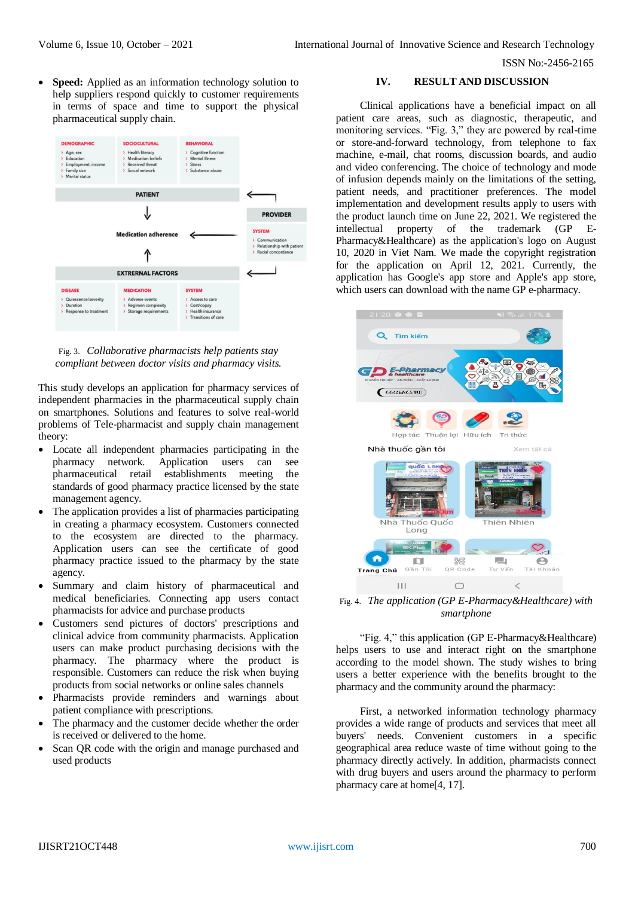- **Speed:** Applied as an information technology solution to help suppliers respond quickly to customer requirements in terms of space and time to support the physical pharmaceutical supply chain.

Fig. 3. *Collaborative pharmacists help patients stay compliant between doctor visits and pharmacy visits.*

This study develops an application for pharmacy services of independent pharmacies in the pharmaceutical supply chain on smartphones. Solutions and features to solve real-world problems of Tele-pharmacist and supply chain management theory:

- Locate all independent pharmacies participating in the pharmacy network. Application users can see pharmaceutical retail establishments meeting the standards of good pharmacy practice licensed by the state management agency.
- The application provides a list of pharmacies participating in creating a pharmacy ecosystem. Customers connected to the ecosystem are directed to the pharmacy. Application users can see the certificate of good pharmacy practice issued to the pharmacy by the state agency.
- Summary and claim history of pharmaceutical and medical beneficiaries. Connecting app users contact pharmacists for advice and purchase products
- Customers send pictures of doctors' prescriptions and clinical advice from community pharmacists. Application users can make product purchasing decisions with the pharmacy. The pharmacy where the product is responsible. Customers can reduce the risk when buying products from social networks or online sales channels
- Pharmacists provide reminders and warnings about patient compliance with prescriptions.
- The pharmacy and the customer decide whether the order is received or delivered to the home.
- Scan QR code with the origin and manage purchased and used products

## IV. RESULT AND DISCUSSION

Clinical applications have a beneficial impact on all patient care areas, such as diagnostic, therapeutic, and monitoring services. "Fig. 3," they are powered by real-time or store-and-forward technology, from telephone to fax machine, e-mail, chat rooms, discussion boards, and audio and video conferencing. The choice of technology and mode of infusion depends mainly on the limitations of the setting, patient needs, and practitioner preferences. The model implementation and development results apply to users with the product launch time on June 22, 2021. We registered the intellectual property of the trademark (GP E-Pharmacy&Healthcare) as the application's logo on August 10, 2020 in Viet Nam. We made the copyright registration for the application on April 12, 2021. Currently, the application has Google's app store and Apple's app store, which users can download with the name GP e-pharmacy.

Fig. 4. *The application (GP E-Pharmacy&Healthcare) with smartphone*

"Fig. 4," this application (GP E-Pharmacy&Healthcare) helps users to use and interact right on the smartphone according to the model shown. The study wishes to bring users a better experience with the benefits brought to the pharmacy and the community around the pharmacy:

First, a networked information technology pharmacy provides a wide range of products and services that meet all buyers' needs. Convenient customers in a specific geographical area reduce waste of time without going to the pharmacy directly actively. In addition, pharmacists connect with drug buyers and users around the pharmacy to perform pharmacy care at home[4, 17].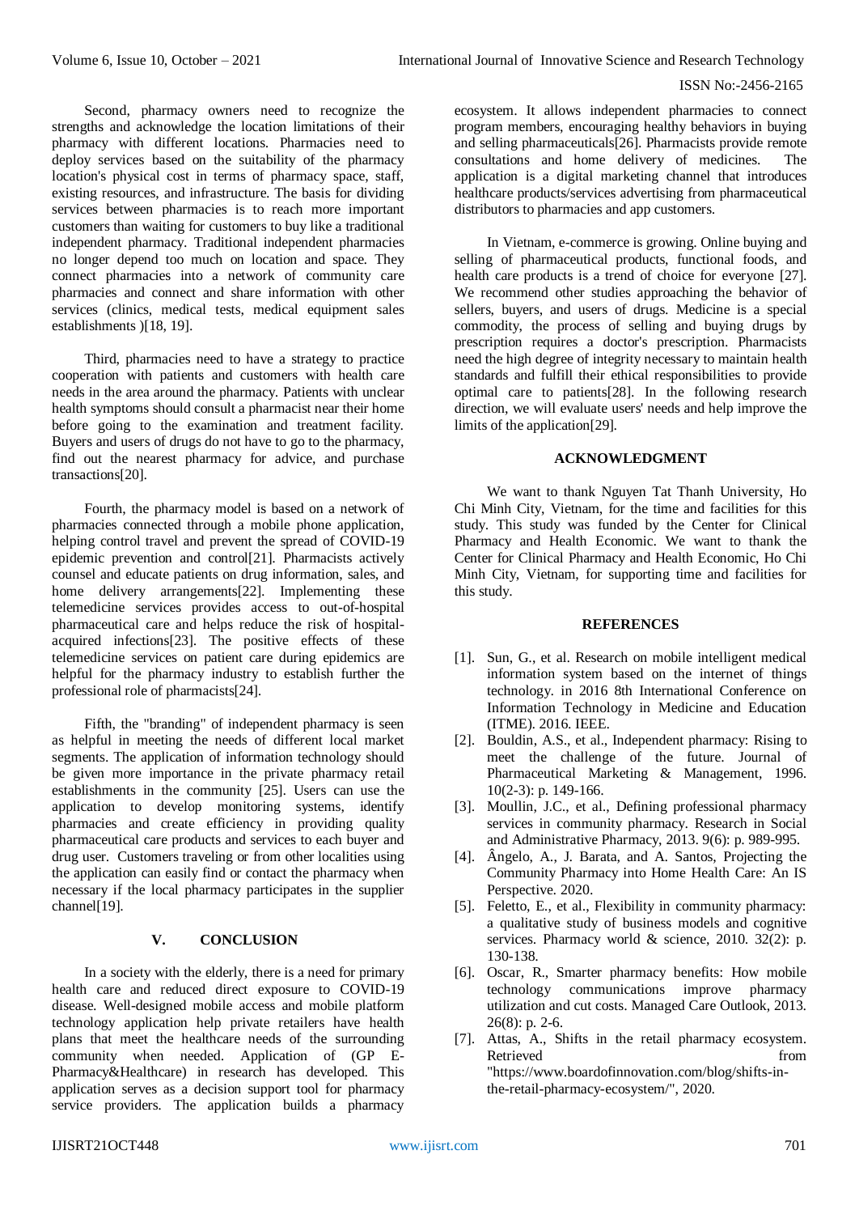Second, pharmacy owners need to recognize the strengths and acknowledge the location limitations of their pharmacy with different locations. Pharmacies need to deploy services based on the suitability of the pharmacy location's physical cost in terms of pharmacy space, staff, existing resources, and infrastructure. The basis for dividing services between pharmacies is to reach more important customers than waiting for customers to buy like a traditional independent pharmacy. Traditional independent pharmacies no longer depend too much on location and space. They connect pharmacies into a network of community care pharmacies and connect and share information with other services (clinics, medical tests, medical equipment sales establishments )[18, 19].

Third, pharmacies need to have a strategy to practice cooperation with patients and customers with health care needs in the area around the pharmacy. Patients with unclear health symptoms should consult a pharmacist near their home before going to the examination and treatment facility. Buyers and users of drugs do not have to go to the pharmacy, find out the nearest pharmacy for advice, and purchase transactions[20].

Fourth, the pharmacy model is based on a network of pharmacies connected through a mobile phone application, helping control travel and prevent the spread of COVID-19 epidemic prevention and control[21]. Pharmacists actively counsel and educate patients on drug information, sales, and home delivery arrangements[22]. Implementing these telemedicine services provides access to out-of-hospital pharmaceutical care and helps reduce the risk of hospital-acquired infections[23]. The positive effects of these telemedicine services on patient care during epidemics are helpful for the pharmacy industry to establish further the professional role of pharmacists[24].

Fifth, the "branding" of independent pharmacy is seen as helpful in meeting the needs of different local market segments. The application of information technology should be given more importance in the private pharmacy retail establishments in the community [25]. Users can use the application to develop monitoring systems, identify pharmacies and create efficiency in providing quality pharmaceutical care products and services to each buyer and drug user. Customers traveling or from other localities using the application can easily find or contact the pharmacy when necessary if the local pharmacy participates in the supplier channel[19].

## V. CONCLUSION

In a society with the elderly, there is a need for primary health care and reduced direct exposure to COVID-19 disease. Well-designed mobile access and mobile platform technology application help private retailers have health plans that meet the healthcare needs of the surrounding community when needed. Application of (GP E-Pharmacy&Healthcare) in research has developed. This application serves as a decision support tool for pharmacy service providers. The application builds a pharmacy ecosystem. It allows independent pharmacies to connect program members, encouraging healthy behaviors in buying and selling pharmaceuticals[26]. Pharmacists provide remote consultations and home delivery of medicines. The application is a digital marketing channel that introduces healthcare products/services advertising from pharmaceutical distributors to pharmacies and app customers.

In Vietnam, e-commerce is growing. Online buying and selling of pharmaceutical products, functional foods, and health care products is a trend of choice for everyone [27]. We recommend other studies approaching the behavior of sellers, buyers, and users of drugs. Medicine is a special commodity, the process of selling and buying drugs by prescription requires a doctor's prescription. Pharmacists need the high degree of integrity necessary to maintain health standards and fulfill their ethical responsibilities to provide optimal care to patients[28]. In the following research direction, we will evaluate users' needs and help improve the limits of the application[29].

## ACKNOWLEDGMENT

We want to thank Nguyen Tat Thanh University, Ho Chi Minh City, Vietnam, for the time and facilities for this study. This study was funded by the Center for Clinical Pharmacy and Health Economic. We want to thank the Center for Clinical Pharmacy and Health Economic, Ho Chi Minh City, Vietnam, for supporting time and facilities for this study.

## REFERENCES

[1]. Sun, G., et al. Research on mobile intelligent medical information system based on the internet of things technology. in 2016 8th International Conference on Information Technology in Medicine and Education (ITME). 2016. IEEE.

[2]. Bouldin, A.S., et al., Independent pharmacy: Rising to meet the challenge of the future. Journal of Pharmaceutical Marketing & Management, 1996. 10(2-3): p. 149-166.

[3]. Moullin, J.C., et al., Defining professional pharmacy services in community pharmacy. Research in Social and Administrative Pharmacy, 2013. 9(6): p. 989-995.

[4]. Ângelo, A., J. Barata, and A. Santos, Projecting the Community Pharmacy into Home Health Care: An IS Perspective. 2020.

[5]. Feletto, E., et al., Flexibility in community pharmacy: a qualitative study of business models and cognitive services. Pharmacy world & science, 2010. 32(2): p. 130-138.

[6]. Oscar, R., Smarter pharmacy benefits: How mobile technology communications improve pharmacy utilization and cut costs. Managed Care Outlook, 2013. 26(8): p. 2-6.

[7]. Attas, A., Shifts in the retail pharmacy ecosystem. Retrieved from "https://www.boardofinnovation.com/blog/shifts-in-the-retail-pharmacy-ecosystem/", 2020.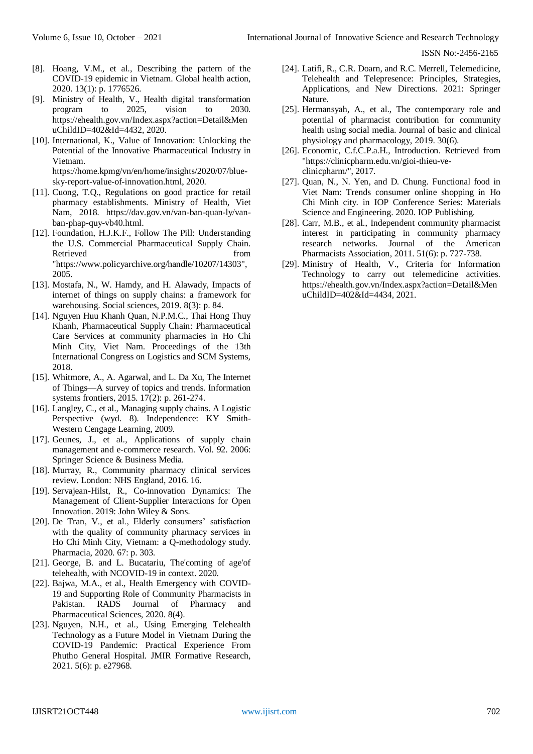[8]. Hoang, V.M., et al., Describing the pattern of the COVID-19 epidemic in Vietnam. Global health action, 2020. 13(1): p. 1776526.

[9]. Ministry of Health, V., Health digital transformation program to 2025, vision to 2030. https://ehealth.gov.vn/Index.aspx?action=Detail&MenuChildID=402&Id=4432, 2020.

[10]. International, K., Value of Innovation: Unlocking the Potential of the Innovative Pharmaceutical Industry in Vietnam. https://home.kpmg/vn/en/home/insights/2020/07/blue-sky-report-value-of-innovation.html, 2020.

[11]. Cuong, T.Q., Regulations on good practice for retail pharmacy establishments. Ministry of Health, Viet Nam, 2018. https://dav.gov.vn/van-ban-quan-ly/van-ban-phap-quy-vb40.html.

[12]. Foundation, H.J.K.F., Follow The Pill: Understanding the U.S. Commercial Pharmaceutical Supply Chain. Retrieved from "https://www.policyarchive.org/handle/10207/14303", 2005.

[13]. Mostafa, N., W. Hamdy, and H. Alawady, Impacts of internet of things on supply chains: a framework for warehousing. Social sciences, 2019. 8(3): p. 84.

[14]. Nguyen Huu Khanh Quan, N.P.M.C., Thai Hong Thuy Khanh, Pharmaceutical Supply Chain: Pharmaceutical Care Services at community pharmacies in Ho Chi Minh City, Viet Nam. Proceedings of the 13th International Congress on Logistics and SCM Systems, 2018.

[15]. Whitmore, A., A. Agarwal, and L. Da Xu, The Internet of Things—A survey of topics and trends. Information systems frontiers, 2015. 17(2): p. 261-274.

[16]. Langley, C., et al., Managing supply chains. A Logistic Perspective (wyd. 8). Independence: KY Smith-Western Cengage Learning, 2009.

[17]. Geunes, J., et al., Applications of supply chain management and e-commerce research. Vol. 92. 2006: Springer Science & Business Media.

[18]. Murray, R., Community pharmacy clinical services review. London: NHS England, 2016. 16.

[19]. Servajean-Hilst, R., Co-innovation Dynamics: The Management of Client-Supplier Interactions for Open Innovation. 2019: John Wiley & Sons.

[20]. De Tran, V., et al., Elderly consumers' satisfaction with the quality of community pharmacy services in Ho Chi Minh City, Vietnam: a Q-methodology study. Pharmacia, 2020. 67: p. 303.

[21]. George, B. and L. Bucatariu, The'coming of age'of telehealth, with NCOVID-19 in context. 2020.

[22]. Bajwa, M.A., et al., Health Emergency with COVID-19 and Supporting Role of Community Pharmacists in Pakistan. RADS Journal of Pharmacy and Pharmaceutical Sciences, 2020. 8(4).

[23]. Nguyen, N.H., et al., Using Emerging Telehealth Technology as a Future Model in Vietnam During the COVID-19 Pandemic: Practical Experience From Phutho General Hospital. JMIR Formative Research, 2021. 5(6): p. e27968.

[24]. Latifi, R., C.R. Doarn, and R.C. Merrell, Telemedicine, Telehealth and Telepresence: Principles, Strategies, Applications, and New Directions. 2021: Springer Nature.

[25]. Hermansyah, A., et al., The contemporary role and potential of pharmacist contribution for community health using social media. Journal of basic and clinical physiology and pharmacology, 2019. 30(6).

[26]. Economic, C.f.C.P.a.H., Introduction. Retrieved from "https://clinicpharm.edu.vn/gioi-thieu-ve-clinicpharm/", 2017.

[27]. Quan, N., N. Yen, and D. Chung. Functional food in Viet Nam: Trends consumer online shopping in Ho Chi Minh city. in IOP Conference Series: Materials Science and Engineering. 2020. IOP Publishing.

[28]. Carr, M.B., et al., Independent community pharmacist interest in participating in community pharmacy research networks. Journal of the American Pharmacists Association, 2011. 51(6): p. 727-738.

[29]. Ministry of Health, V., Criteria for Information Technology to carry out telemedicine activities. https://ehealth.gov.vn/Index.aspx?action=Detail&MenuChildID=402&Id=4434, 2021.